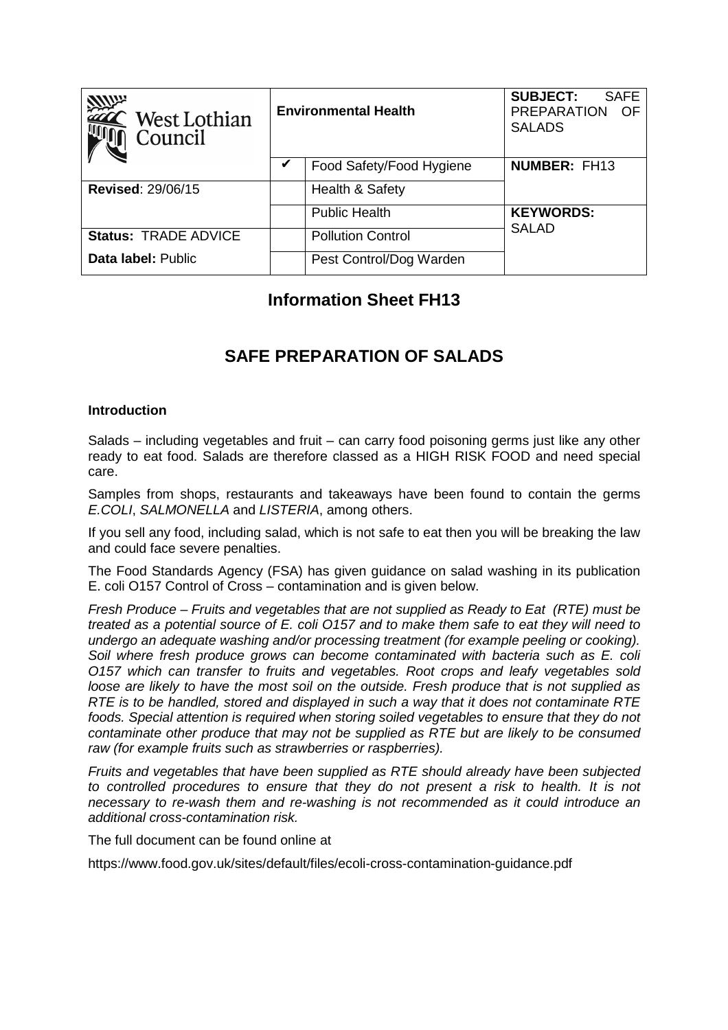| West Lothian Council | Environmental Health | | SUBJECT: SAFE PREPARATION OF SALADS |
|---|---|---|---|
| | ✔ | Food Safety/Food Hygiene | **NUMBER:** FH13 |
| **Revised**: 29/06/15 | | Health & Safety | |
| | | Public Health | **KEYWORDS:** SALAD |
| **Status:** TRADE ADVICE | | Pollution Control | |
| **Data label:** Public | | Pest Control/Dog Warden | |

## Information Sheet FH13

# SAFE PREPARATION OF SALADS

**Introduction**

Salads – including vegetables and fruit – can carry food poisoning germs just like any other ready to eat food. Salads are therefore classed as a HIGH RISK FOOD and need special care.

Samples from shops, restaurants and takeaways have been found to contain the germs *E.COLI*, *SALMONELLA* and *LISTERIA*, among others.

If you sell any food, including salad, which is not safe to eat then you will be breaking the law and could face severe penalties.

The Food Standards Agency (FSA) has given guidance on salad washing in its publication E. coli O157 Control of Cross – contamination and is given below.

*Fresh Produce – Fruits and vegetables that are not supplied as Ready to Eat (RTE) must be treated as a potential source of E. coli O157 and to make them safe to eat they will need to undergo an adequate washing and/or processing treatment (for example peeling or cooking). Soil where fresh produce grows can become contaminated with bacteria such as E. coli O157 which can transfer to fruits and vegetables. Root crops and leafy vegetables sold loose are likely to have the most soil on the outside. Fresh produce that is not supplied as RTE is to be handled, stored and displayed in such a way that it does not contaminate RTE foods. Special attention is required when storing soiled vegetables to ensure that they do not contaminate other produce that may not be supplied as RTE but are likely to be consumed raw (for example fruits such as strawberries or raspberries).*

*Fruits and vegetables that have been supplied as RTE should already have been subjected to controlled procedures to ensure that they do not present a risk to health. It is not necessary to re-wash them and re-washing is not recommended as it could introduce an additional cross-contamination risk.*

The full document can be found online at

https://www.food.gov.uk/sites/default/files/ecoli-cross-contamination-guidance.pdf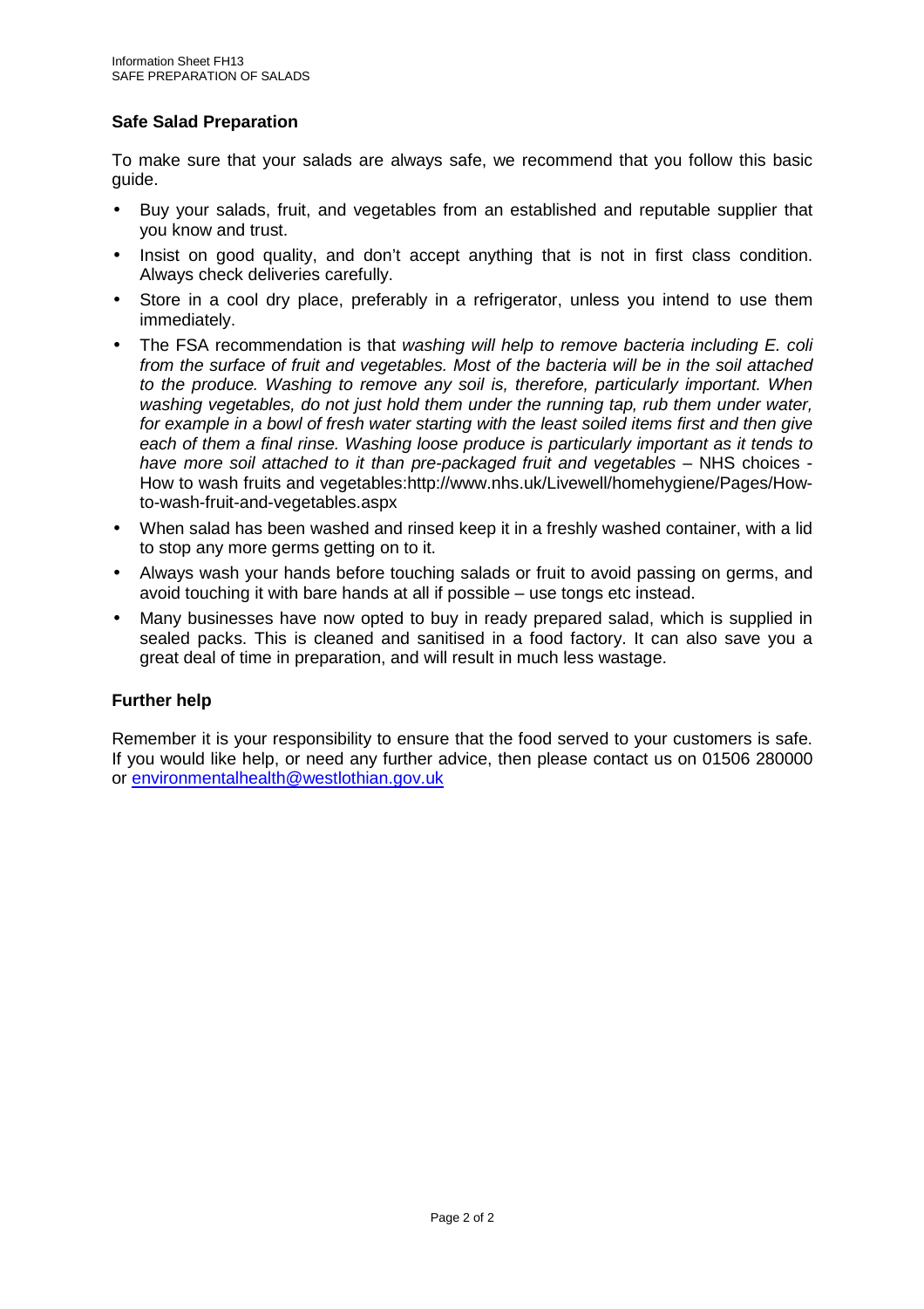## Safe Salad Preparation

To make sure that your salads are always safe, we recommend that you follow this basic guide.

- Buy your salads, fruit, and vegetables from an established and reputable supplier that you know and trust.
- Insist on good quality, and don't accept anything that is not in first class condition. Always check deliveries carefully.
- Store in a cool dry place, preferably in a refrigerator, unless you intend to use them immediately.
- The FSA recommendation is that *washing will help to remove bacteria including E. coli from the surface of fruit and vegetables. Most of the bacteria will be in the soil attached to the produce. Washing to remove any soil is, therefore, particularly important. When washing vegetables, do not just hold them under the running tap, rub them under water, for example in a bowl of fresh water starting with the least soiled items first and then give each of them a final rinse. Washing loose produce is particularly important as it tends to have more soil attached to it than pre-packaged fruit and vegetables* – NHS choices - How to wash fruits and vegetables:http://www.nhs.uk/Livewell/homehygiene/Pages/How-to-wash-fruit-and-vegetables.aspx
- When salad has been washed and rinsed keep it in a freshly washed container, with a lid to stop any more germs getting on to it.
- Always wash your hands before touching salads or fruit to avoid passing on germs, and avoid touching it with bare hands at all if possible – use tongs etc instead.
- Many businesses have now opted to buy in ready prepared salad, which is supplied in sealed packs. This is cleaned and sanitised in a food factory. It can also save you a great deal of time in preparation, and will result in much less wastage.

## Further help

Remember it is your responsibility to ensure that the food served to your customers is safe. If you would like help, or need any further advice, then please contact us on 01506 280000 or environmentalhealth@westlothian.gov.uk